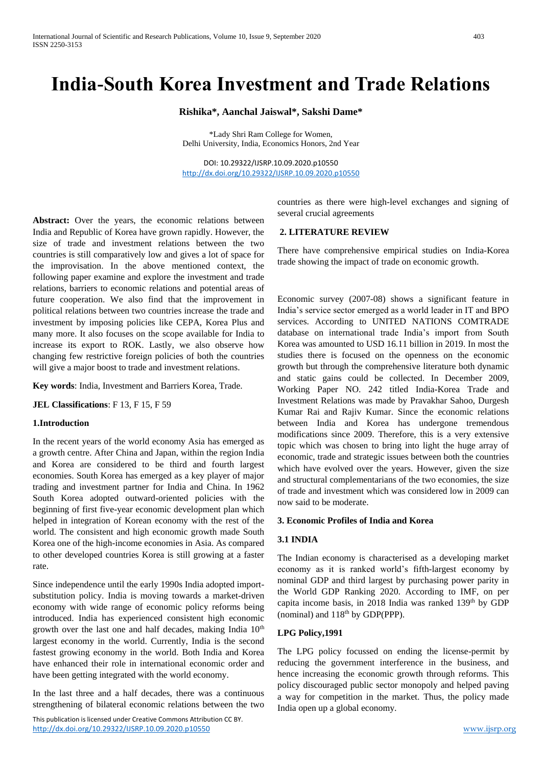# India-South Korea Investment and Trade Relations

**Rishika\*, Aanchal Jaiswal\*, Sakshi Dame\***

\*Lady Shri Ram College for Women,
Delhi University, India, Economics Honors, 2nd Year

DOI: 10.29322/IJSRP.10.09.2020.p10550
http://dx.doi.org/10.29322/IJSRP.10.09.2020.p10550

**Abstract:** Over the years, the economic relations between India and Republic of Korea have grown rapidly. However, the size of trade and investment relations between the two countries is still comparatively low and gives a lot of space for the improvisation. In the above mentioned context, the following paper examine and explore the investment and trade relations, barriers to economic relations and potential areas of future cooperation. We also find that the improvement in political relations between two countries increase the trade and investment by imposing policies like CEPA, Korea Plus and many more. It also focuses on the scope available for India to increase its export to ROK. Lastly, we also observe how changing few restrictive foreign policies of both the countries will give a major boost to trade and investment relations.

**Key words**: India, Investment and Barriers Korea, Trade.

**JEL Classifications**: F 13, F 15, F 59

## 1.Introduction

In the recent years of the world economy Asia has emerged as a growth centre. After China and Japan, within the region India and Korea are considered to be third and fourth largest economies. South Korea has emerged as a key player of major trading and investment partner for India and China. In 1962 South Korea adopted outward-oriented policies with the beginning of first five-year economic development plan which helped in integration of Korean economy with the rest of the world. The consistent and high economic growth made South Korea one of the high-income economies in Asia. As compared to other developed countries Korea is still growing at a faster rate.

Since independence until the early 1990s India adopted import-substitution policy. India is moving towards a market-driven economy with wide range of economic policy reforms being introduced. India has experienced consistent high economic growth over the last one and half decades, making India 10th largest economy in the world. Currently, India is the second fastest growing economy in the world. Both India and Korea have enhanced their role in international economic order and have been getting integrated with the world economy.

In the last three and a half decades, there was a continuous strengthening of bilateral economic relations between the two countries as there were high-level exchanges and signing of several crucial agreements

## 2. LITERATURE REVIEW

There have comprehensive empirical studies on India-Korea trade showing the impact of trade on economic growth.

Economic survey (2007-08) shows a significant feature in India's service sector emerged as a world leader in IT and BPO services. According to UNITED NATIONS COMTRADE database on international trade India's import from South Korea was amounted to USD 16.11 billion in 2019. In most the studies there is focused on the openness on the economic growth but through the comprehensive literature both dynamic and static gains could be collected. In December 2009, Working Paper NO. 242 titled India-Korea Trade and Investment Relations was made by Pravakhar Sahoo, Durgesh Kumar Rai and Rajiv Kumar. Since the economic relations between India and Korea has undergone tremendous modifications since 2009. Therefore, this is a very extensive topic which was chosen to bring into light the huge array of economic, trade and strategic issues between both the countries which have evolved over the years. However, given the size and structural complementarians of the two economies, the size of trade and investment which was considered low in 2009 can now said to be moderate.

## 3. Economic Profiles of India and Korea

### 3.1 INDIA

The Indian economy is characterised as a developing market economy as it is ranked world's fifth-largest economy by nominal GDP and third largest by purchasing power parity in the World GDP Ranking 2020. According to IMF, on per capita income basis, in 2018 India was ranked 139th by GDP (nominal) and 118th by GDP(PPP).

### LPG Policy,1991

The LPG policy focussed on ending the license-permit by reducing the government interference in the business, and hence increasing the economic growth through reforms. This policy discouraged public sector monopoly and helped paving a way for competition in the market. Thus, the policy made India open up a global economy.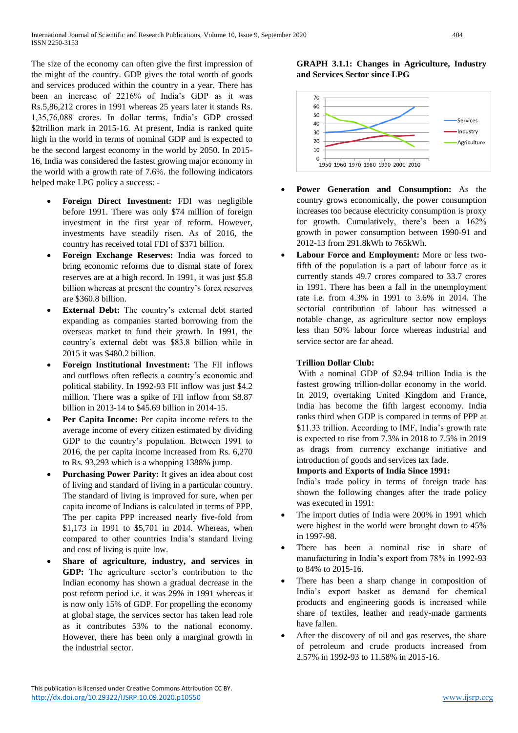The size of the economy can often give the first impression of the might of the country. GDP gives the total worth of goods and services produced within the country in a year. There has been an increase of 2216% of India's GDP as it was Rs.5,86,212 crores in 1991 whereas 25 years later it stands Rs. 1,35,76,088 crores. In dollar terms, India's GDP crossed $2trillion mark in 2015-16. At present, India is ranked quite high in the world in terms of nominal GDP and is expected to be the second largest economy in the world by 2050. In 2015-16, India was considered the fastest growing major economy in the world with a growth rate of 7.6%. the following indicators helped make LPG policy a success: -

- **Foreign Direct Investment:** FDI was negligible before 1991. There was only $74 million of foreign investment in the first year of reform. However, investments have steadily risen. As of 2016, the country has received total FDI of $371 billion.
- **Foreign Exchange Reserves:** India was forced to bring economic reforms due to dismal state of forex reserves are at a high record. In 1991, it was just $5.8 billion whereas at present the country's forex reserves are $360.8 billion.
- **External Debt:** The country's external debt started expanding as companies started borrowing from the overseas market to fund their growth. In 1991, the country's external debt was $83.8 billion while in 2015 it was $480.2 billion.
- **Foreign Institutional Investment:** The FII inflows and outflows often reflects a country's economic and political stability. In 1992-93 FII inflow was just $4.2 million. There was a spike of FII inflow from $8.87 billion in 2013-14 to $45.69 billion in 2014-15.
- **Per Capita Income:** Per capita income refers to the average income of every citizen estimated by dividing GDP to the country's population. Between 1991 to 2016, the per capita income increased from Rs. 6,270 to Rs. 93,293 which is a whopping 1388% jump.
- **Purchasing Power Parity:** It gives an idea about cost of living and standard of living in a particular country. The standard of living is improved for sure, when per capita income of Indians is calculated in terms of PPP. The per capita PPP increased nearly five-fold from $1,173 in 1991 to $5,701 in 2014. Whereas, when compared to other countries India's standard living and cost of living is quite low.
- **Share of agriculture, industry, and services in GDP:** The agriculture sector's contribution to the Indian economy has shown a gradual decrease in the post reform period i.e. it was 29% in 1991 whereas it is now only 15% of GDP. For propelling the economy at global stage, the services sector has taken lead role as it contributes 53% to the national economy. However, there has been only a marginal growth in the industrial sector.

**GRAPH 3.1.1: Changes in Agriculture, Industry and Services Sector since LPG**

- **Power Generation and Consumption:** As the country grows economically, the power consumption increases too because electricity consumption is proxy for growth. Cumulatively, there's been a 162% growth in power consumption between 1990-91 and 2012-13 from 291.8kWh to 765kWh.
- **Labour Force and Employment:** More or less two-fifth of the population is a part of labour force as it currently stands 49.7 crores compared to 33.7 crores in 1991. There has been a fall in the unemployment rate i.e. from 4.3% in 1991 to 3.6% in 2014. The sectorial contribution of labour has witnessed a notable change, as agriculture sector now employs less than 50% labour force whereas industrial and service sector are far ahead.

**Trillion Dollar Club:**

With a nominal GDP of $2.94 trillion India is the fastest growing trillion-dollar economy in the world. In 2019, overtaking United Kingdom and France, India has become the fifth largest economy. India ranks third when GDP is compared in terms of PPP at $11.33 trillion. According to IMF, India's growth rate is expected to rise from 7.3% in 2018 to 7.5% in 2019 as drags from currency exchange initiative and introduction of goods and services tax fade.

**Imports and Exports of India Since 1991:**

India's trade policy in terms of foreign trade has shown the following changes after the trade policy was executed in 1991:

- The import duties of India were 200% in 1991 which were highest in the world were brought down to 45% in 1997-98.
- There has been a nominal rise in share of manufacturing in India's export from 78% in 1992-93 to 84% to 2015-16.
- There has been a sharp change in composition of India's export basket as demand for chemical products and engineering goods is increased while share of textiles, leather and ready-made garments have fallen.
- After the discovery of oil and gas reserves, the share of petroleum and crude products increased from 2.57% in 1992-93 to 11.58% in 2015-16.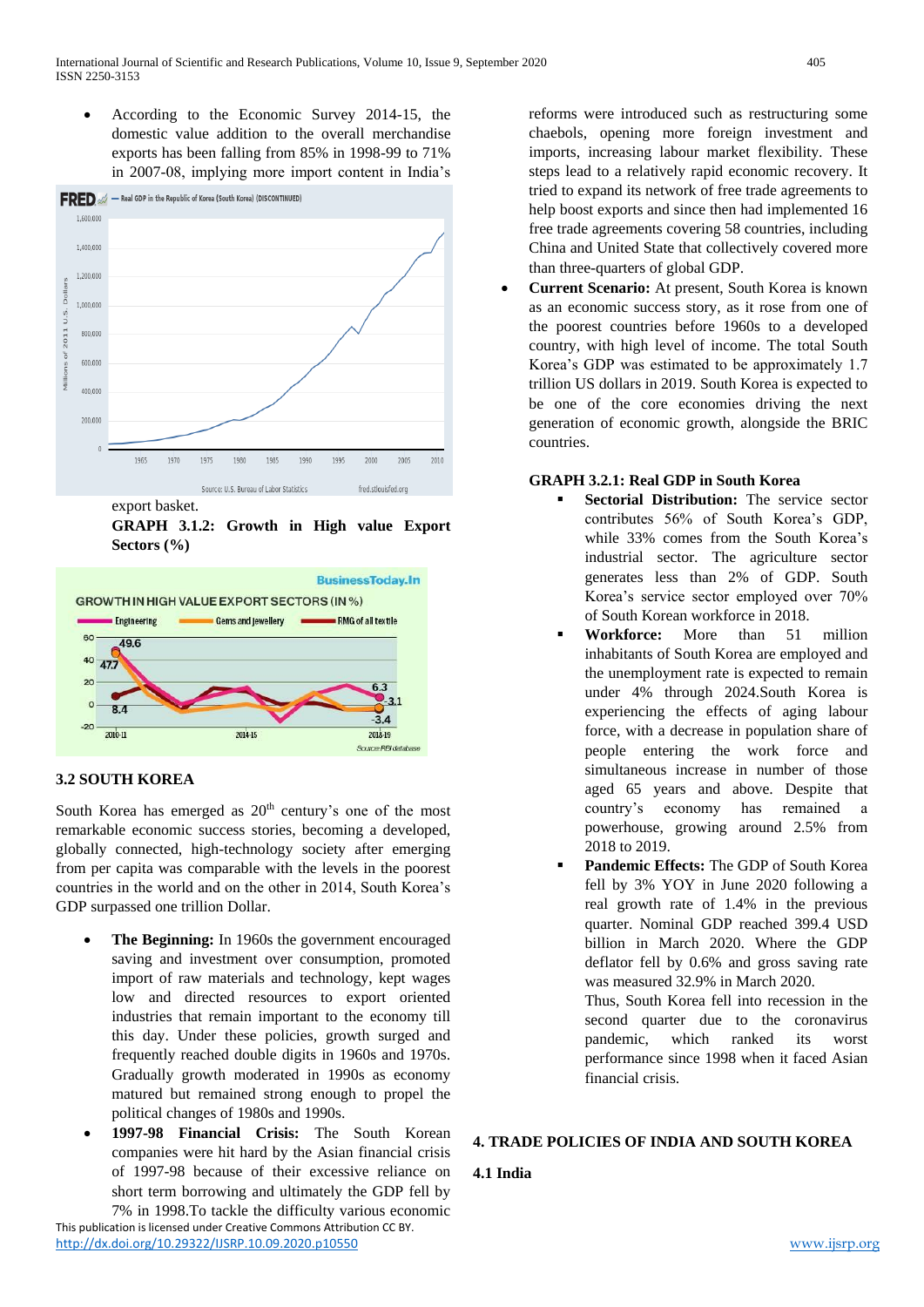- According to the Economic Survey 2014-15, the domestic value addition to the overall merchandise exports has been falling from 85% in 1998-99 to 71% in 2007-08, implying more import content in India's export basket.

**GRAPH 3.1.2: Growth in High value Export Sectors (%)**

### 3.2 SOUTH KOREA

South Korea has emerged as 20th century's one of the most remarkable economic success stories, becoming a developed, globally connected, high-technology society after emerging from per capita was comparable with the levels in the poorest countries in the world and on the other in 2014, South Korea's GDP surpassed one trillion Dollar.

- **The Beginning:** In 1960s the government encouraged saving and investment over consumption, promoted import of raw materials and technology, kept wages low and directed resources to export oriented industries that remain important to the economy till this day. Under these policies, growth surged and frequently reached double digits in 1960s and 1970s. Gradually growth moderated in 1990s as economy matured but remained strong enough to propel the political changes of 1980s and 1990s.
- **1997-98 Financial Crisis:** The South Korean companies were hit hard by the Asian financial crisis of 1997-98 because of their excessive reliance on short term borrowing and ultimately the GDP fell by 7% in 1998.To tackle the difficulty various economic reforms were introduced such as restructuring some chaebols, opening more foreign investment and imports, increasing labour market flexibility. These steps lead to a relatively rapid economic recovery. It tried to expand its network of free trade agreements to help boost exports and since then had implemented 16 free trade agreements covering 58 countries, including China and United State that collectively covered more than three-quarters of global GDP.
- **Current Scenario:** At present, South Korea is known as an economic success story, as it rose from one of the poorest countries before 1960s to a developed country, with high level of income. The total South Korea's GDP was estimated to be approximately 1.7 trillion US dollars in 2019. South Korea is expected to be one of the core economies driving the next generation of economic growth, alongside the BRIC countries.

**GRAPH 3.2.1: Real GDP in South Korea**

- **Sectorial Distribution:** The service sector contributes 56% of South Korea's GDP, while 33% comes from the South Korea's industrial sector. The agriculture sector generates less than 2% of GDP. South Korea's service sector employed over 70% of South Korean workforce in 2018.
- **Workforce:** More than 51 million inhabitants of South Korea are employed and the unemployment rate is expected to remain under 4% through 2024.South Korea is experiencing the effects of aging labour force, with a decrease in population share of people entering the work force and simultaneous increase in number of those aged 65 years and above. Despite that country's economy has remained a powerhouse, growing around 2.5% from 2018 to 2019.
- **Pandemic Effects:** The GDP of South Korea fell by 3% YOY in June 2020 following a real growth rate of 1.4% in the previous quarter. Nominal GDP reached 399.4 USD billion in March 2020. Where the GDP deflator fell by 0.6% and gross saving rate was measured 32.9% in March 2020.

  Thus, South Korea fell into recession in the second quarter due to the coronavirus pandemic, which ranked its worst performance since 1998 when it faced Asian financial crisis.

## 4. TRADE POLICIES OF INDIA AND SOUTH KOREA

### 4.1 India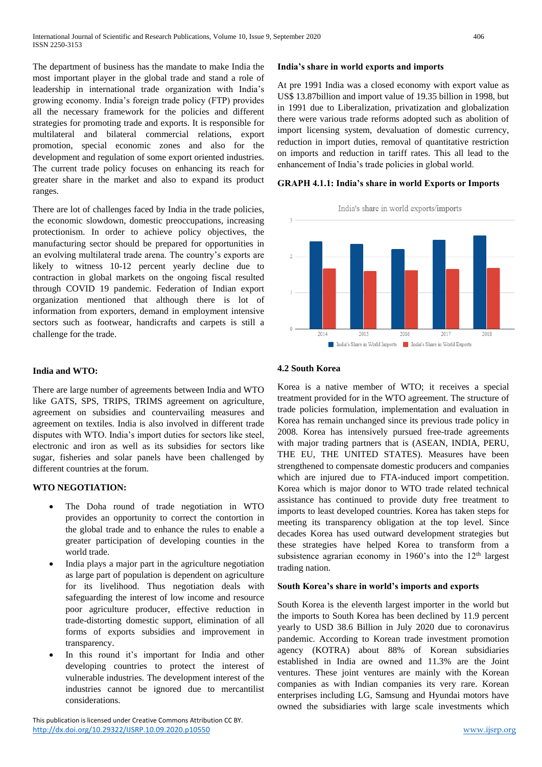The department of business has the mandate to make India the most important player in the global trade and stand a role of leadership in international trade organization with India's growing economy. India's foreign trade policy (FTP) provides all the necessary framework for the policies and different strategies for promoting trade and exports. It is responsible for multilateral and bilateral commercial relations, export promotion, special economic zones and also for the development and regulation of some export oriented industries. The current trade policy focuses on enhancing its reach for greater share in the market and also to expand its product ranges.

There are lot of challenges faced by India in the trade policies, the economic slowdown, domestic preoccupations, increasing protectionism. In order to achieve policy objectives, the manufacturing sector should be prepared for opportunities in an evolving multilateral trade arena. The country's exports are likely to witness 10-12 percent yearly decline due to contraction in global markets on the ongoing fiscal resulted through COVID 19 pandemic. Federation of Indian export organization mentioned that although there is lot of information from exporters, demand in employment intensive sectors such as footwear, handicrafts and carpets is still a challenge for the trade.

### India and WTO:

There are large number of agreements between India and WTO like GATS, SPS, TRIPS, TRIMS agreement on agriculture, agreement on subsidies and countervailing measures and agreement on textiles. India is also involved in different trade disputes with WTO. India's import duties for sectors like steel, electronic and iron as well as its subsidies for sectors like sugar, fisheries and solar panels have been challenged by different countries at the forum.

### WTO NEGOTIATION:

- The Doha round of trade negotiation in WTO provides an opportunity to correct the contortion in the global trade and to enhance the rules to enable a greater participation of developing counties in the world trade.
- India plays a major part in the agriculture negotiation as large part of population is dependent on agriculture for its livelihood. Thus negotiation deals with safeguarding the interest of low income and resource poor agriculture producer, effective reduction in trade-distorting domestic support, elimination of all forms of exports subsidies and improvement in transparency.
- In this round it's important for India and other developing countries to protect the interest of vulnerable industries. The development interest of the industries cannot be ignored due to mercantilist considerations.

### India's share in world exports and imports

At pre 1991 India was a closed economy with export value as US$ 13.87billion and import value of 19.35 billion in 1998, but in 1991 due to Liberalization, privatization and globalization there were various trade reforms adopted such as abolition of import licensing system, devaluation of domestic currency, reduction in import duties, removal of quantitative restriction on imports and reduction in tariff rates. This all lead to the enhancement of India's trade policies in global world.

**GRAPH 4.1.1: India's share in world Exports or Imports**

India's share in world exports/imports

| Year | India's Share in World Imports | India's Share in World Exports |
|---|---|---|
| 2014 | ~2.4 | ~1.7 |
| 2015 | ~2.4 | ~1.6 |
| 2016 | ~2.2 | ~1.6 |
| 2017 | ~2.5 | ~1.7 |
| 2018 | ~2.6 | ~1.7 |

### 4.2 South Korea

Korea is a native member of WTO; it receives a special treatment provided for in the WTO agreement. The structure of trade policies formulation, implementation and evaluation in Korea has remain unchanged since its previous trade policy in 2008. Korea has intensively pursued free-trade agreements with major trading partners that is (ASEAN, INDIA, PERU, THE EU, THE UNITED STATES). Measures have been strengthened to compensate domestic producers and companies which are injured due to FTA-induced import competition. Korea which is major donor to WTO trade related technical assistance has continued to provide duty free treatment to imports to least developed countries. Korea has taken steps for meeting its transparency obligation at the top level. Since decades Korea has used outward development strategies but these strategies have helped Korea to transform from a subsistence agrarian economy in 1960's into the 12th largest trading nation.

### South Korea's share in world's imports and exports

South Korea is the eleventh largest importer in the world but the imports to South Korea has been declined by 11.9 percent yearly to USD 38.6 Billion in July 2020 due to coronavirus pandemic. According to Korean trade investment promotion agency (KOTRA) about 88% of Korean subsidiaries established in India are owned and 11.3% are the Joint ventures. These joint ventures are mainly with the Korean companies as with Indian companies its very rare. Korean enterprises including LG, Samsung and Hyundai motors have owned the subsidiaries with large scale investments which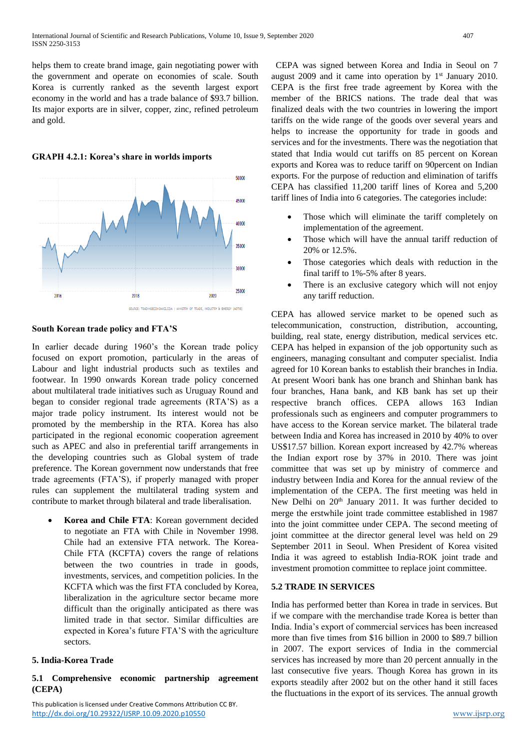helps them to create brand image, gain negotiating power with the government and operate on economies of scale. South Korea is currently ranked as the seventh largest export economy in the world and has a trade balance of $93.7 billion. Its major exports are in silver, copper, zinc, refined petroleum and gold.

**GRAPH 4.2.1: Korea's share in worlds imports**

SOURCE: TRADINGECONOMICS.COM | MINISTRY OF TRADE, INDUSTRY & ENERGY (MOTIE)

### South Korean trade policy and FTA'S

In earlier decade during 1960's the Korean trade policy focused on export promotion, particularly in the areas of Labour and light industrial products such as textiles and footwear. In 1990 onwards Korean trade policy concerned about multilateral trade initiatives such as Uruguay Round and began to consider regional trade agreements (RTA'S) as a major trade policy instrument. Its interest would not be promoted by the membership in the RTA. Korea has also participated in the regional economic cooperation agreement such as APEC and also in preferential tariff arrangements in the developing countries such as Global system of trade preference. The Korean government now understands that free trade agreements (FTA'S), if properly managed with proper rules can supplement the multilateral trading system and contribute to market through bilateral and trade liberalisation.

- **Korea and Chile FTA**: Korean government decided to negotiate an FTA with Chile in November 1998. Chile had an extensive FTA network. The Korea-Chile FTA (KCFTA) covers the range of relations between the two countries in trade in goods, investments, services, and competition policies. In the KCFTA which was the first FTA concluded by Korea, liberalization in the agriculture sector became more difficult than the originally anticipated as there was limited trade in that sector. Similar difficulties are expected in Korea's future FTA'S with the agriculture sectors.

## 5. India-Korea Trade

### 5.1 Comprehensive economic partnership agreement (CEPA)

CEPA was signed between Korea and India in Seoul on 7 august 2009 and it came into operation by 1st January 2010. CEPA is the first free trade agreement by Korea with the member of the BRICS nations. The trade deal that was finalized deals with the two countries in lowering the import tariffs on the wide range of the goods over several years and helps to increase the opportunity for trade in goods and services and for the investments. There was the negotiation that stated that India would cut tariffs on 85 percent on Korean exports and Korea was to reduce tariff on 90percent on Indian exports. For the purpose of reduction and elimination of tariffs CEPA has classified 11,200 tariff lines of Korea and 5,200 tariff lines of India into 6 categories. The categories include:

- Those which will eliminate the tariff completely on implementation of the agreement.
- Those which will have the annual tariff reduction of 20% or 12.5%.
- Those categories which deals with reduction in the final tariff to 1%-5% after 8 years.
- There is an exclusive category which will not enjoy any tariff reduction.

CEPA has allowed service market to be opened such as telecommunication, construction, distribution, accounting, building, real state, energy distribution, medical services etc. CEPA has helped in expansion of the job opportunity such as engineers, managing consultant and computer specialist. India agreed for 10 Korean banks to establish their branches in India. At present Woori bank has one branch and Shinhan bank has four branches, Hana bank, and KB bank has set up their respective branch offices. CEPA allows 163 Indian professionals such as engineers and computer programmers to have access to the Korean service market. The bilateral trade between India and Korea has increased in 2010 by 40% to over US$17.57 billion. Korean export increased by 42.7% whereas the Indian export rose by 37% in 2010. There was joint committee that was set up by ministry of commerce and industry between India and Korea for the annual review of the implementation of the CEPA. The first meeting was held in New Delhi on 20th January 2011. It was further decided to merge the erstwhile joint trade committee established in 1987 into the joint committee under CEPA. The second meeting of joint committee at the director general level was held on 29 September 2011 in Seoul. When President of Korea visited India it was agreed to establish India-ROK joint trade and investment promotion committee to replace joint committee.

### 5.2 TRADE IN SERVICES

India has performed better than Korea in trade in services. But if we compare with the merchandise trade Korea is better than India. India's export of commercial services has been increased more than five times from $16 billion in 2000 to $89.7 billion in 2007. The export services of India in the commercial services has increased by more than 20 percent annually in the last consecutive five years. Though Korea has grown in its exports steadily after 2002 but on the other hand it still faces the fluctuations in the export of its services. The annual growth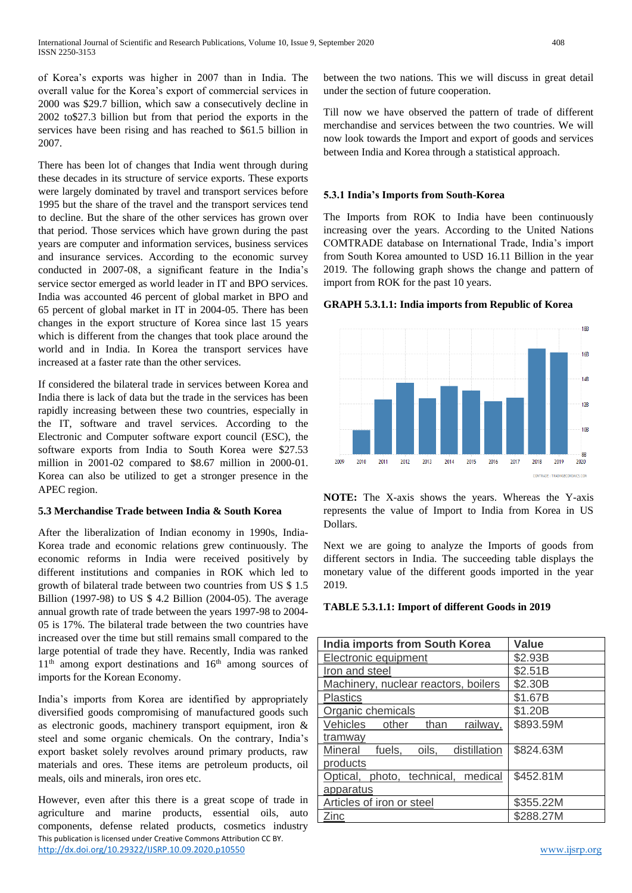of Korea's exports was higher in 2007 than in India. The overall value for the Korea's export of commercial services in 2000 was $29.7 billion, which saw a consecutively decline in 2002 to$27.3 billion but from that period the exports in the services have been rising and has reached to $61.5 billion in 2007.

There has been lot of changes that India went through during these decades in its structure of service exports. These exports were largely dominated by travel and transport services before 1995 but the share of the travel and the transport services tend to decline. But the share of the other services has grown over that period. Those services which have grown during the past years are computer and information services, business services and insurance services. According to the economic survey conducted in 2007-08, a significant feature in the India's service sector emerged as world leader in IT and BPO services. India was accounted 46 percent of global market in BPO and 65 percent of global market in IT in 2004-05. There has been changes in the export structure of Korea since last 15 years which is different from the changes that took place around the world and in India. In Korea the transport services have increased at a faster rate than the other services.

If considered the bilateral trade in services between Korea and India there is lack of data but the trade in the services has been rapidly increasing between these two countries, especially in the IT, software and travel services. According to the Electronic and Computer software export council (ESC), the software exports from India to South Korea were $27.53 million in 2001-02 compared to $8.67 million in 2000-01. Korea can also be utilized to get a stronger presence in the APEC region.

### 5.3 Merchandise Trade between India & South Korea

After the liberalization of Indian economy in 1990s, India-Korea trade and economic relations grew continuously. The economic reforms in India were received positively by different institutions and companies in ROK which led to growth of bilateral trade between two countries from US $ 1.5 Billion (1997-98) to US $ 4.2 Billion (2004-05). The average annual growth rate of trade between the years 1997-98 to 2004-05 is 17%. The bilateral trade between the two countries have increased over the time but still remains small compared to the large potential of trade they have. Recently, India was ranked 11th among export destinations and 16th among sources of imports for the Korean Economy.

India's imports from Korea are identified by appropriately diversified goods compromising of manufactured goods such as electronic goods, machinery transport equipment, iron & steel and some organic chemicals. On the contrary, India's export basket solely revolves around primary products, raw materials and ores. These items are petroleum products, oil meals, oils and minerals, iron ores etc.

However, even after this there is a great scope of trade in agriculture and marine products, essential oils, auto components, defense related products, cosmetics industry between the two nations. This we will discuss in great detail under the section of future cooperation.

Till now we have observed the pattern of trade of different merchandise and services between the two countries. We will now look towards the Import and export of goods and services between India and Korea through a statistical approach.

#### 5.3.1 India's Imports from South-Korea

The Imports from ROK to India have been continuously increasing over the years. According to the United Nations COMTRADE database on International Trade, India's import from South Korea amounted to USD 16.11 Billion in the year 2019. The following graph shows the change and pattern of import from ROK for the past 10 years.

**GRAPH 5.3.1.1: India imports from Republic of Korea**

**NOTE:** The X-axis shows the years. Whereas the Y-axis represents the value of Import to India from Korea in US Dollars.

Next we are going to analyze the Imports of goods from different sectors in India. The succeeding table displays the monetary value of the different goods imported in the year 2019.

**TABLE 5.3.1.1: Import of different Goods in 2019**

| India imports from South Korea | Value |
|---|---|
| Electronic equipment | $2.93B |
| Iron and steel | $2.51B |
| Machinery, nuclear reactors, boilers | $2.30B |
| Plastics | $1.67B |
| Organic chemicals | $1.20B |
| Vehicles other than railway, tramway | $893.59M |
| Mineral fuels, oils, distillation products | $824.63M |
| Optical, photo, technical, medical apparatus | $452.81M |
| Articles of iron or steel | $355.22M |
| Zinc | $288.27M |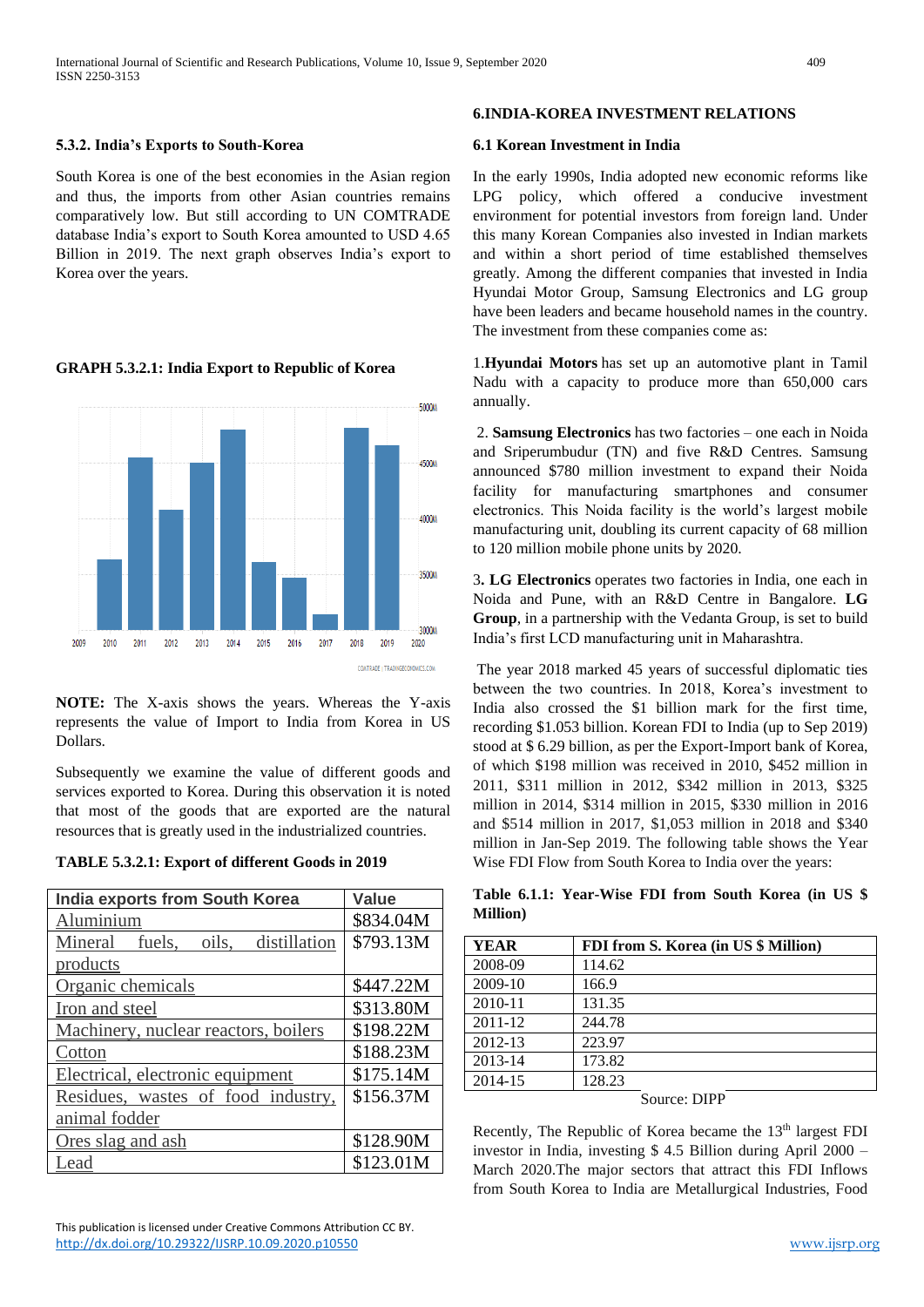### 5.3.2. India's Exports to South-Korea

South Korea is one of the best economies in the Asian region and thus, the imports from other Asian countries remains comparatively low. But still according to UN COMTRADE database India's export to South Korea amounted to USD 4.65 Billion in 2019. The next graph observes India's export to Korea over the years.

**GRAPH 5.3.2.1: India Export to Republic of Korea**

**NOTE:** The X-axis shows the years. Whereas the Y-axis represents the value of Import to India from Korea in US Dollars.

Subsequently we examine the value of different goods and services exported to Korea. During this observation it is noted that most of the goods that are exported are the natural resources that is greatly used in the industrialized countries.

**TABLE 5.3.2.1: Export of different Goods in 2019**

| India exports from South Korea | Value |
|---|---|
| Aluminium | $834.04M |
| Mineral fuels, oils, distillation products | $793.13M |
| Organic chemicals | $447.22M |
| Iron and steel | $313.80M |
| Machinery, nuclear reactors, boilers | $198.22M |
| Cotton | $188.23M |
| Electrical, electronic equipment | $175.14M |
| Residues, wastes of food industry, animal fodder | $156.37M |
| Ores slag and ash | $128.90M |
| Lead | $123.01M |

## 6.INDIA-KOREA INVESTMENT RELATIONS

### 6.1 Korean Investment in India

In the early 1990s, India adopted new economic reforms like LPG policy, which offered a conducive investment environment for potential investors from foreign land. Under this many Korean Companies also invested in Indian markets and within a short period of time established themselves greatly. Among the different companies that invested in India Hyundai Motor Group, Samsung Electronics and LG group have been leaders and became household names in the country. The investment from these companies come as:

1.**Hyundai Motors** has set up an automotive plant in Tamil Nadu with a capacity to produce more than 650,000 cars annually.

2. **Samsung Electronics** has two factories – one each in Noida and Sriperumbudur (TN) and five R&D Centres. Samsung announced $780 million investment to expand their Noida facility for manufacturing smartphones and consumer electronics. This Noida facility is the world's largest mobile manufacturing unit, doubling its current capacity of 68 million to 120 million mobile phone units by 2020.

3**. LG Electronics** operates two factories in India, one each in Noida and Pune, with an R&D Centre in Bangalore. **LG Group**, in a partnership with the Vedanta Group, is set to build India's first LCD manufacturing unit in Maharashtra.

The year 2018 marked 45 years of successful diplomatic ties between the two countries. In 2018, Korea's investment to India also crossed the $1 billion mark for the first time, recording $1.053 billion. Korean FDI to India (up to Sep 2019) stood at $ 6.29 billion, as per the Export-Import bank of Korea, of which $198 million was received in 2010, $452 million in 2011, $311 million in 2012, $342 million in 2013, $325 million in 2014, $314 million in 2015, $330 million in 2016 and $514 million in 2017, $1,053 million in 2018 and $340 million in Jan-Sep 2019. The following table shows the Year Wise FDI Flow from South Korea to India over the years:

**Table 6.1.1: Year-Wise FDI from South Korea (in US $ Million)**

| YEAR | FDI from S. Korea (in US $ Million) |
|---|---|
| 2008-09 | 114.62 |
| 2009-10 | 166.9 |
| 2010-11 | 131.35 |
| 2011-12 | 244.78 |
| 2012-13 | 223.97 |
| 2013-14 | 173.82 |
| 2014-15 | 128.23 |

Source: DIPP

Recently, The Republic of Korea became the 13th largest FDI investor in India, investing $ 4.5 Billion during April 2000 – March 2020.The major sectors that attract this FDI Inflows from South Korea to India are Metallurgical Industries, Food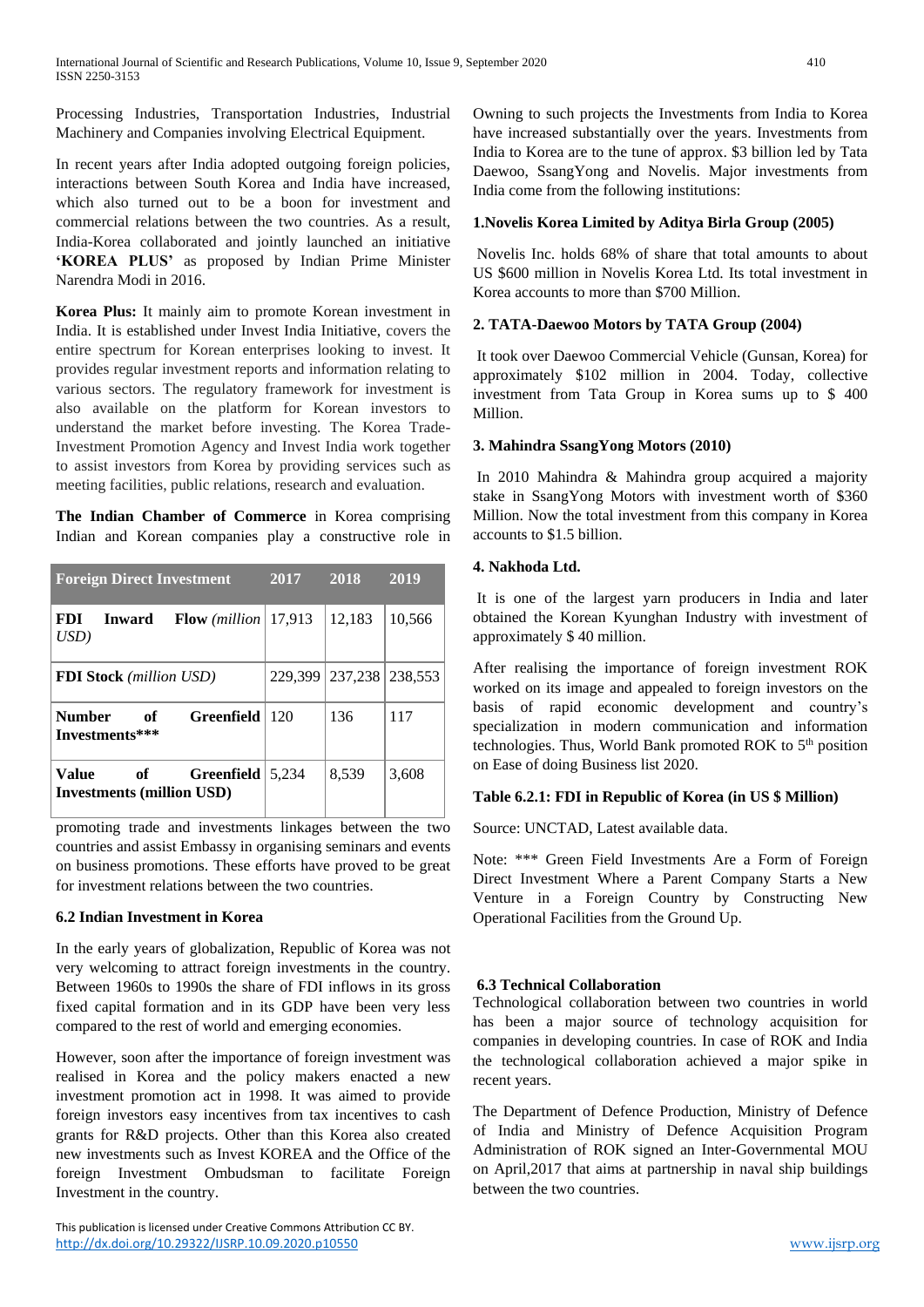Processing Industries, Transportation Industries, Industrial Machinery and Companies involving Electrical Equipment.

In recent years after India adopted outgoing foreign policies, interactions between South Korea and India have increased, which also turned out to be a boon for investment and commercial relations between the two countries. As a result, India-Korea collaborated and jointly launched an initiative **'KOREA PLUS'** as proposed by Indian Prime Minister Narendra Modi in 2016.

**Korea Plus:** It mainly aim to promote Korean investment in India. It is established under Invest India Initiative, covers the entire spectrum for Korean enterprises looking to invest. It provides regular investment reports and information relating to various sectors. The regulatory framework for investment is also available on the platform for Korean investors to understand the market before investing. The Korea Trade-Investment Promotion Agency and Invest India work together to assist investors from Korea by providing services such as meeting facilities, public relations, research and evaluation.

**The Indian Chamber of Commerce** in Korea comprising Indian and Korean companies play a constructive role in promoting trade and investments linkages between the two countries and assist Embassy in organising seminars and events on business promotions. These efforts have proved to be great for investment relations between the two countries.

**Table 6.2.1: FDI in Republic of Korea (in US $ Million)**

| Foreign Direct Investment | 2017 | 2018 | 2019 |
|---|---|---|---|
| **FDI Inward Flow** *(million USD)* | 17,913 | 12,183 | 10,566 |
| **FDI Stock** *(million USD)* | 229,399 | 237,238 | 238,553 |
| **Number of Greenfield Investments*\*\*** | 120 | 136 | 117 |
| **Value of Greenfield Investments (million USD)** | 5,234 | 8,539 | 3,608 |

Source: UNCTAD, Latest available data.

Note: *** Green Field Investments Are a Form of Foreign Direct Investment Where a Parent Company Starts a New Venture in a Foreign Country by Constructing New Operational Facilities from the Ground Up.

### 6.2 Indian Investment in Korea

In the early years of globalization, Republic of Korea was not very welcoming to attract foreign investments in the country. Between 1960s to 1990s the share of FDI inflows in its gross fixed capital formation and in its GDP have been very less compared to the rest of world and emerging economies.

However, soon after the importance of foreign investment was realised in Korea and the policy makers enacted a new investment promotion act in 1998. It was aimed to provide foreign investors easy incentives from tax incentives to cash grants for R&D projects. Other than this Korea also created new investments such as Invest KOREA and the Office of the foreign Investment Ombudsman to facilitate Foreign Investment in the country.

Owning to such projects the Investments from India to Korea have increased substantially over the years. Investments from India to Korea are to the tune of approx. $3 billion led by Tata Daewoo, SsangYong and Novelis. Major investments from India come from the following institutions:

**1.Novelis Korea Limited by Aditya Birla Group (2005)**

Novelis Inc. holds 68% of share that total amounts to about US $600 million in Novelis Korea Ltd. Its total investment in Korea accounts to more than $700 Million.

**2. TATA-Daewoo Motors by TATA Group (2004)**

It took over Daewoo Commercial Vehicle (Gunsan, Korea) for approximately $102 million in 2004. Today, collective investment from Tata Group in Korea sums up to $ 400 Million.

**3. Mahindra SsangYong Motors (2010)**

In 2010 Mahindra & Mahindra group acquired a majority stake in SsangYong Motors with investment worth of $360 Million. Now the total investment from this company in Korea accounts to $1.5 billion.

**4. Nakhoda Ltd.**

It is one of the largest yarn producers in India and later obtained the Korean Kyunghan Industry with investment of approximately $ 40 million.

After realising the importance of foreign investment ROK worked on its image and appealed to foreign investors on the basis of rapid economic development and country's specialization in modern communication and information technologies. Thus, World Bank promoted ROK to 5th position on Ease of doing Business list 2020.

### 6.3 Technical Collaboration

Technological collaboration between two countries in world has been a major source of technology acquisition for companies in developing countries. In case of ROK and India the technological collaboration achieved a major spike in recent years.

The Department of Defence Production, Ministry of Defence of India and Ministry of Defence Acquisition Program Administration of ROK signed an Inter-Governmental MOU on April,2017 that aims at partnership in naval ship buildings between the two countries.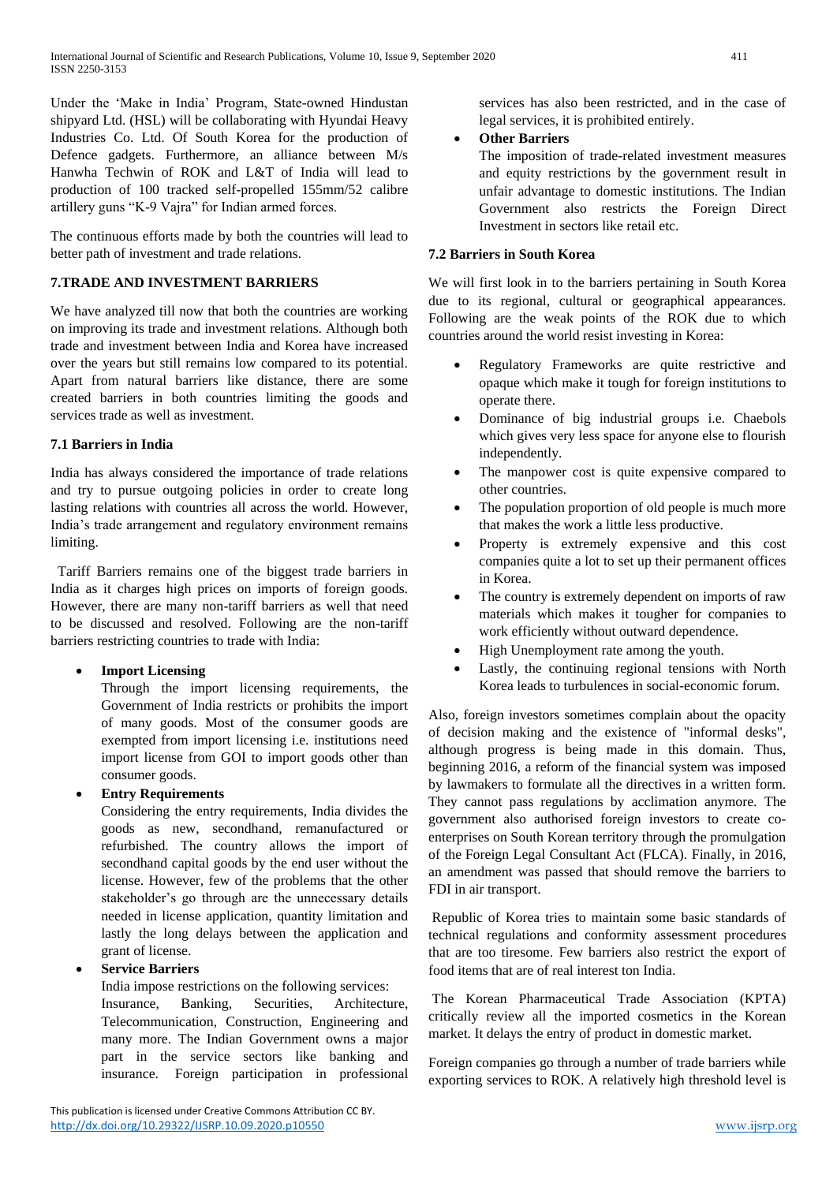Under the 'Make in India' Program, State-owned Hindustan shipyard Ltd. (HSL) will be collaborating with Hyundai Heavy Industries Co. Ltd. Of South Korea for the production of Defence gadgets. Furthermore, an alliance between M/s Hanwha Techwin of ROK and L&T of India will lead to production of 100 tracked self-propelled 155mm/52 calibre artillery guns "K-9 Vajra" for Indian armed forces.

The continuous efforts made by both the countries will lead to better path of investment and trade relations.

## 7.TRADE AND INVESTMENT BARRIERS

We have analyzed till now that both the countries are working on improving its trade and investment relations. Although both trade and investment between India and Korea have increased over the years but still remains low compared to its potential. Apart from natural barriers like distance, there are some created barriers in both countries limiting the goods and services trade as well as investment.

### 7.1 Barriers in India

India has always considered the importance of trade relations and try to pursue outgoing policies in order to create long lasting relations with countries all across the world. However, India's trade arrangement and regulatory environment remains limiting.

Tariff Barriers remains one of the biggest trade barriers in India as it charges high prices on imports of foreign goods. However, there are many non-tariff barriers as well that need to be discussed and resolved. Following are the non-tariff barriers restricting countries to trade with India:

- **Import Licensing**
  Through the import licensing requirements, the Government of India restricts or prohibits the import of many goods. Most of the consumer goods are exempted from import licensing i.e. institutions need import license from GOI to import goods other than consumer goods.
- **Entry Requirements**
  Considering the entry requirements, India divides the goods as new, secondhand, remanufactured or refurbished. The country allows the import of secondhand capital goods by the end user without the license. However, few of the problems that the other stakeholder's go through are the unnecessary details needed in license application, quantity limitation and lastly the long delays between the application and grant of license.
- **Service Barriers**
  India impose restrictions on the following services: Insurance, Banking, Securities, Architecture, Telecommunication, Construction, Engineering and many more. The Indian Government owns a major part in the service sectors like banking and insurance. Foreign participation in professional services has also been restricted, and in the case of legal services, it is prohibited entirely.
- **Other Barriers**
  The imposition of trade-related investment measures and equity restrictions by the government result in unfair advantage to domestic institutions. The Indian Government also restricts the Foreign Direct Investment in sectors like retail etc.

### 7.2 Barriers in South Korea

We will first look in to the barriers pertaining in South Korea due to its regional, cultural or geographical appearances. Following are the weak points of the ROK due to which countries around the world resist investing in Korea:

- Regulatory Frameworks are quite restrictive and opaque which make it tough for foreign institutions to operate there.
- Dominance of big industrial groups i.e. Chaebols which gives very less space for anyone else to flourish independently.
- The manpower cost is quite expensive compared to other countries.
- The population proportion of old people is much more that makes the work a little less productive.
- Property is extremely expensive and this cost companies quite a lot to set up their permanent offices in Korea.
- The country is extremely dependent on imports of raw materials which makes it tougher for companies to work efficiently without outward dependence.
- High Unemployment rate among the youth.
- Lastly, the continuing regional tensions with North Korea leads to turbulences in social-economic forum.

Also, foreign investors sometimes complain about the opacity of decision making and the existence of "informal desks", although progress is being made in this domain. Thus, beginning 2016, a reform of the financial system was imposed by lawmakers to formulate all the directives in a written form. They cannot pass regulations by acclimation anymore. The government also authorised foreign investors to create co-enterprises on South Korean territory through the promulgation of the Foreign Legal Consultant Act (FLCA). Finally, in 2016, an amendment was passed that should remove the barriers to FDI in air transport.

Republic of Korea tries to maintain some basic standards of technical regulations and conformity assessment procedures that are too tiresome. Few barriers also restrict the export of food items that are of real interest ton India.

The Korean Pharmaceutical Trade Association (KPTA) critically review all the imported cosmetics in the Korean market. It delays the entry of product in domestic market.

Foreign companies go through a number of trade barriers while exporting services to ROK. A relatively high threshold level is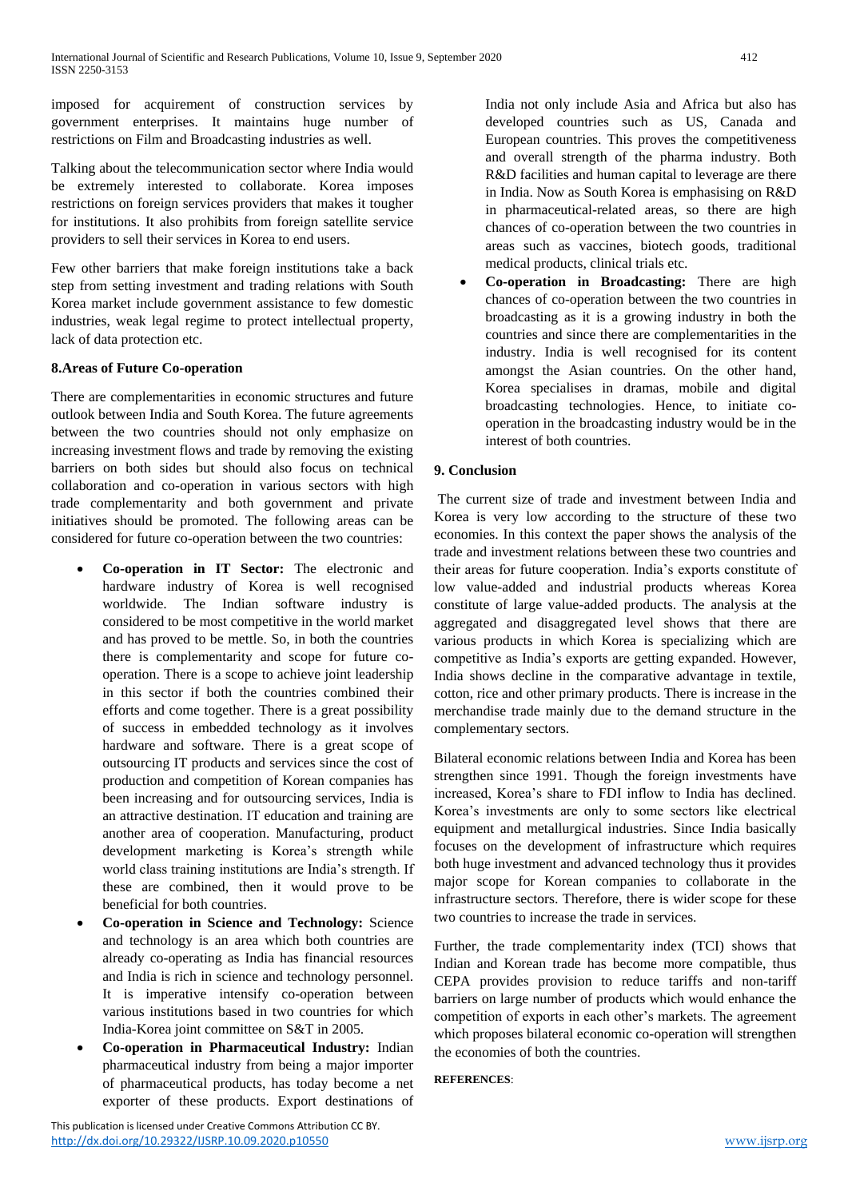imposed for acquirement of construction services by government enterprises. It maintains huge number of restrictions on Film and Broadcasting industries as well.

Talking about the telecommunication sector where India would be extremely interested to collaborate. Korea imposes restrictions on foreign services providers that makes it tougher for institutions. It also prohibits from foreign satellite service providers to sell their services in Korea to end users.

Few other barriers that make foreign institutions take a back step from setting investment and trading relations with South Korea market include government assistance to few domestic industries, weak legal regime to protect intellectual property, lack of data protection etc.

## 8.Areas of Future Co-operation

There are complementarities in economic structures and future outlook between India and South Korea. The future agreements between the two countries should not only emphasize on increasing investment flows and trade by removing the existing barriers on both sides but should also focus on technical collaboration and co-operation in various sectors with high trade complementarity and both government and private initiatives should be promoted. The following areas can be considered for future co-operation between the two countries:

- **Co-operation in IT Sector:** The electronic and hardware industry of Korea is well recognised worldwide. The Indian software industry is considered to be most competitive in the world market and has proved to be mettle. So, in both the countries there is complementarity and scope for future co-operation. There is a scope to achieve joint leadership in this sector if both the countries combined their efforts and come together. There is a great possibility of success in embedded technology as it involves hardware and software. There is a great scope of outsourcing IT products and services since the cost of production and competition of Korean companies has been increasing and for outsourcing services, India is an attractive destination. IT education and training are another area of cooperation. Manufacturing, product development marketing is Korea's strength while world class training institutions are India's strength. If these are combined, then it would prove to be beneficial for both countries.
- **Co-operation in Science and Technology:** Science and technology is an area which both countries are already co-operating as India has financial resources and India is rich in science and technology personnel. It is imperative intensify co-operation between various institutions based in two countries for which India-Korea joint committee on S&T in 2005.
- **Co-operation in Pharmaceutical Industry:** Indian pharmaceutical industry from being a major importer of pharmaceutical products, has today become a net exporter of these products. Export destinations of India not only include Asia and Africa but also has developed countries such as US, Canada and European countries. This proves the competitiveness and overall strength of the pharma industry. Both R&D facilities and human capital to leverage are there in India. Now as South Korea is emphasising on R&D in pharmaceutical-related areas, so there are high chances of co-operation between the two countries in areas such as vaccines, biotech goods, traditional medical products, clinical trials etc.
- **Co-operation in Broadcasting:** There are high chances of co-operation between the two countries in broadcasting as it is a growing industry in both the countries and since there are complementarities in the industry. India is well recognised for its content amongst the Asian countries. On the other hand, Korea specialises in dramas, mobile and digital broadcasting technologies. Hence, to initiate co-operation in the broadcasting industry would be in the interest of both countries.

## 9. Conclusion

The current size of trade and investment between India and Korea is very low according to the structure of these two economies. In this context the paper shows the analysis of the trade and investment relations between these two countries and their areas for future cooperation. India's exports constitute of low value-added and industrial products whereas Korea constitute of large value-added products. The analysis at the aggregated and disaggregated level shows that there are various products in which Korea is specializing which are competitive as India's exports are getting expanded. However, India shows decline in the comparative advantage in textile, cotton, rice and other primary products. There is increase in the merchandise trade mainly due to the demand structure in the complementary sectors.

Bilateral economic relations between India and Korea has been strengthen since 1991. Though the foreign investments have increased, Korea's share to FDI inflow to India has declined. Korea's investments are only to some sectors like electrical equipment and metallurgical industries. Since India basically focuses on the development of infrastructure which requires both huge investment and advanced technology thus it provides major scope for Korean companies to collaborate in the infrastructure sectors. Therefore, there is wider scope for these two countries to increase the trade in services.

Further, the trade complementarity index (TCI) shows that Indian and Korean trade has become more compatible, thus CEPA provides provision to reduce tariffs and non-tariff barriers on large number of products which would enhance the competition of exports in each other's markets. The agreement which proposes bilateral economic co-operation will strengthen the economies of both the countries.

**REFERENCES**: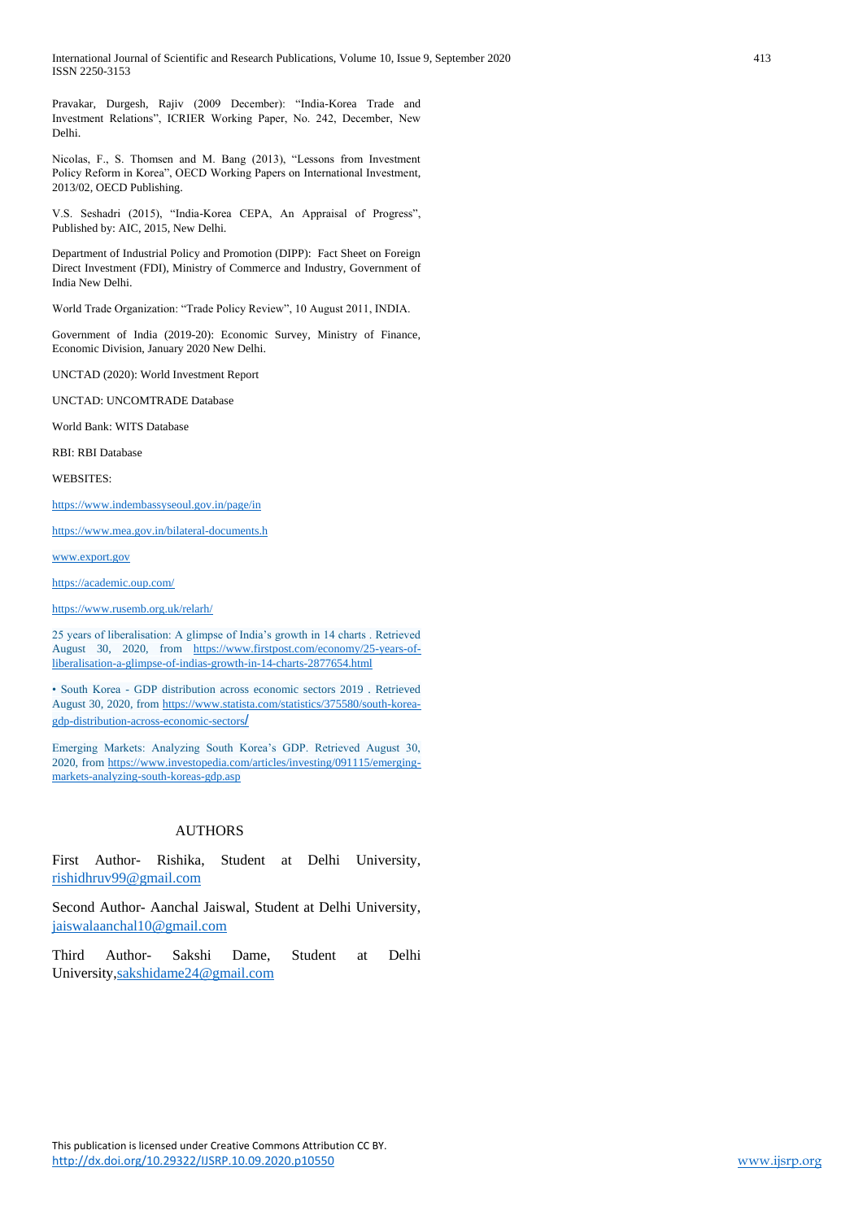Pravakar, Durgesh, Rajiv (2009 December): "India-Korea Trade and Investment Relations", ICRIER Working Paper, No. 242, December, New Delhi.

Nicolas, F., S. Thomsen and M. Bang (2013), "Lessons from Investment Policy Reform in Korea", OECD Working Papers on International Investment, 2013/02, OECD Publishing.

V.S. Seshadri (2015), "India-Korea CEPA, An Appraisal of Progress", Published by: AIC, 2015, New Delhi.

Department of Industrial Policy and Promotion (DIPP): Fact Sheet on Foreign Direct Investment (FDI), Ministry of Commerce and Industry, Government of India New Delhi.

World Trade Organization: "Trade Policy Review", 10 August 2011, INDIA.

Government of India (2019-20): Economic Survey, Ministry of Finance, Economic Division, January 2020 New Delhi.

UNCTAD (2020): World Investment Report

UNCTAD: UNCOMTRADE Database

World Bank: WITS Database

RBI: RBI Database

WEBSITES:

https://www.indembassyseoul.gov.in/page/in

https://www.mea.gov.in/bilateral-documents.h

www.export.gov

https://academic.oup.com/

https://www.rusemb.org.uk/relarh/

25 years of liberalisation: A glimpse of India's growth in 14 charts . Retrieved August 30, 2020, from https://www.firstpost.com/economy/25-years-of-liberalisation-a-glimpse-of-indias-growth-in-14-charts-2877654.html

• South Korea - GDP distribution across economic sectors 2019 . Retrieved August 30, 2020, from https://www.statista.com/statistics/375580/south-korea-gdp-distribution-across-economic-sectors/

Emerging Markets: Analyzing South Korea's GDP. Retrieved August 30, 2020, from https://www.investopedia.com/articles/investing/091115/emerging-markets-analyzing-south-koreas-gdp.asp

## AUTHORS

First Author- Rishika, Student at Delhi University, rishidhruv99@gmail.com

Second Author- Aanchal Jaiswal, Student at Delhi University, jaiswalaanchal10@gmail.com

Third Author- Sakshi Dame, Student at Delhi University, sakshidame24@gmail.com